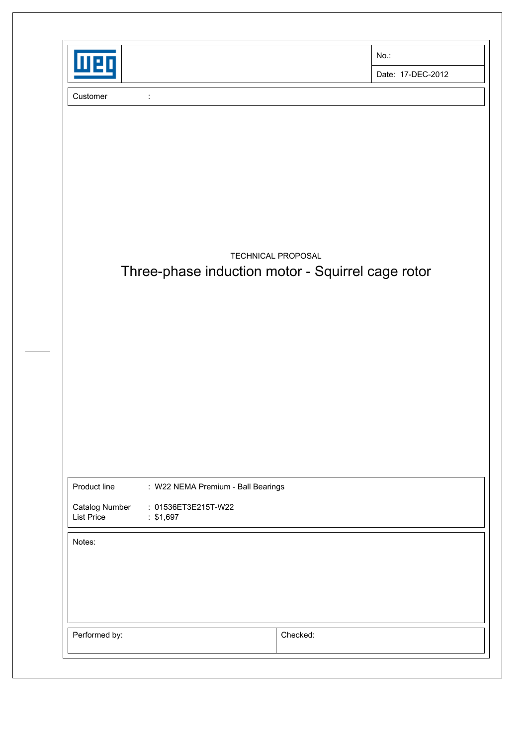| | No.: |
|---|---|
| | Date: 17-DEC-2012 |

Customer :

TECHNICAL PROPOSAL

# Three-phase induction motor - Squirrel cage rotor

Product line : W22 NEMA Premium - Ball Bearings

Catalog Number : 01536ET3E215T-W22
List Price : $1,697

Notes:

| Performed by: | Checked: |
|---|---|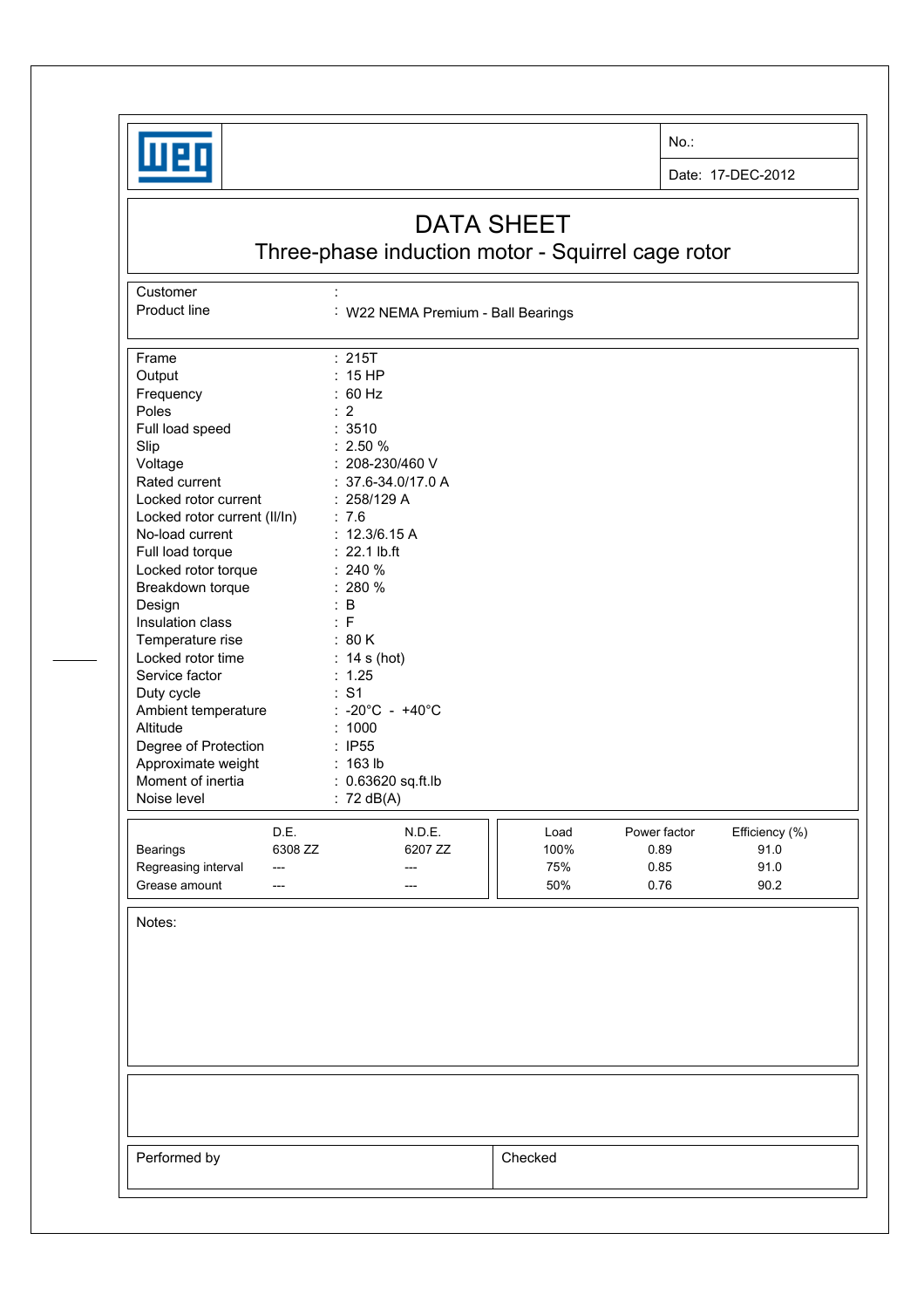No.:

Date: 17-DEC-2012

# DATA SHEET

## Three-phase induction motor - Squirrel cage rotor

| | |
|---|---|
| Customer | : |
| Product line | : W22 NEMA Premium - Ball Bearings |

| | |
|---|---|
| Frame | : 215T |
| Output | : 15 HP |
| Frequency | : 60 Hz |
| Poles | : 2 |
| Full load speed | : 3510 |
| Slip | : 2.50 % |
| Voltage | : 208-230/460 V |
| Rated current | : 37.6-34.0/17.0 A |
| Locked rotor current | : 258/129 A |
| Locked rotor current (Il/In) | : 7.6 |
| No-load current | : 12.3/6.15 A |
| Full load torque | : 22.1 lb.ft |
| Locked rotor torque | : 240 % |
| Breakdown torque | : 280 % |
| Design | : B |
| Insulation class | : F |
| Temperature rise | : 80 K |
| Locked rotor time | : 14 s (hot) |
| Service factor | : 1.25 |
| Duty cycle | : S1 |
| Ambient temperature | : -20°C - +40°C |
| Altitude | : 1000 |
| Degree of Protection | : IP55 |
| Approximate weight | : 163 lb |
| Moment of inertia | : 0.63620 sq.ft.lb |
| Noise level | : 72 dB(A) |

| | D.E. | N.D.E. |
|---|---|---|
| Bearings | 6308 ZZ | 6207 ZZ |
| Regreasing interval | --- | --- |
| Grease amount | --- | --- |

| Load | Power factor | Efficiency (%) |
|---|---|---|
| 100% | 0.89 | 91.0 |
| 75% | 0.85 | 91.0 |
| 50% | 0.76 | 90.2 |

Notes:

| Performed by | Checked |
|---|---|
| | |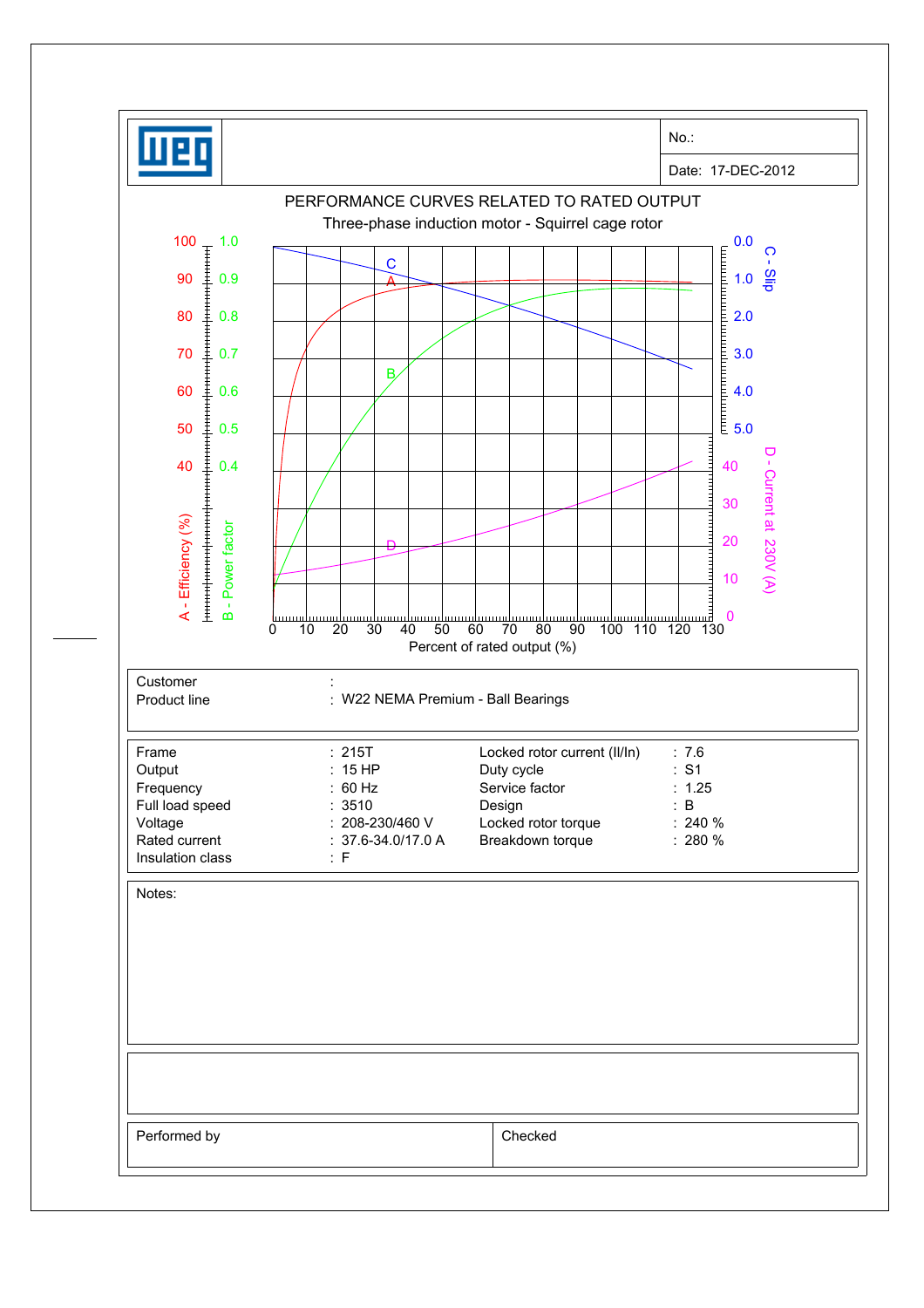No.:

Date: 17-DEC-2012

## PERFORMANCE CURVES RELATED TO RATED OUTPUT

Three-phase induction motor - Squirrel cage rotor

| Customer | : |
|---|---|
| Product line | : W22 NEMA Premium - Ball Bearings |

| Frame | : 215T | Locked rotor current (Il/In) | : 7.6 |
|---|---|---|---|
| Output | : 15 HP | Duty cycle | : S1 |
| Frequency | : 60 Hz | Service factor | : 1.25 |
| Full load speed | : 3510 | Design | : B |
| Voltage | : 208-230/460 V | Locked rotor torque | : 240 % |
| Rated current | : 37.6-34.0/17.0 A | Breakdown torque | : 280 % |
| Insulation class | : F | | |

Notes:

| Performed by | Checked |
|---|---|
| | |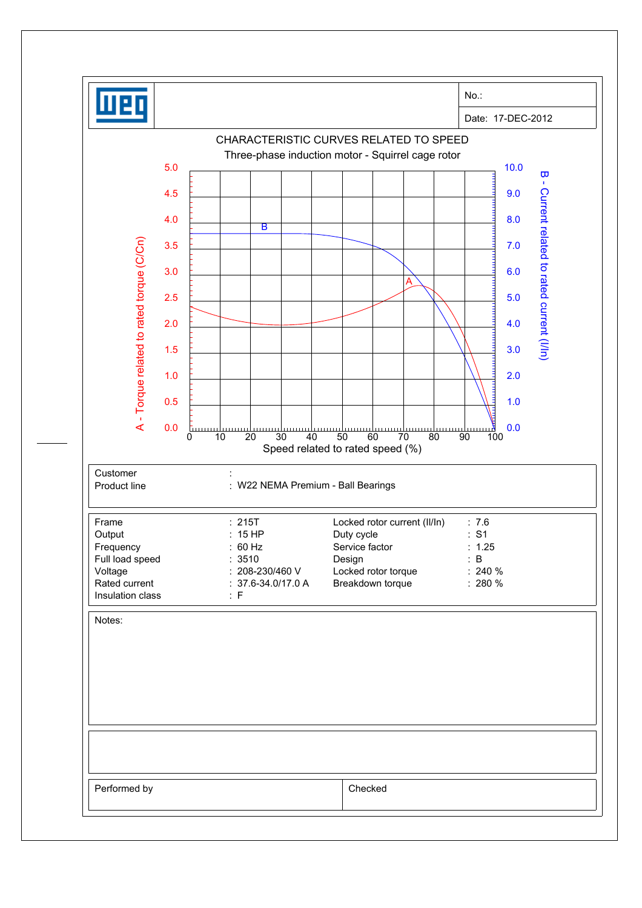| | No.: |
|---|---|
| | Date: 17-DEC-2012 |

## CHARACTERISTIC CURVES RELATED TO SPEED

Three-phase induction motor - Squirrel cage rotor

A - Torque related to rated torque (C/Cn)

B - Current related to rated current (I/In)

Speed related to rated speed (%)

| | | |
|---|---|---|
| Customer | : | |
| Product line | : | W22 NEMA Premium - Ball Bearings |

| | | | | | |
|---|---|---|---|---|---|
| Frame | : | 215T | Locked rotor current (Il/In) | : | 7.6 |
| Output | : | 15 HP | Duty cycle | : | S1 |
| Frequency | : | 60 Hz | Service factor | : | 1.25 |
| Full load speed | : | 3510 | Design | : | B |
| Voltage | : | 208-230/460 V | Locked rotor torque | : | 240 % |
| Rated current | : | 37.6-34.0/17.0 A | Breakdown torque | : | 280 % |
| Insulation class | : | F | | | |

Notes:

| Performed by | Checked |
|---|---|
| | |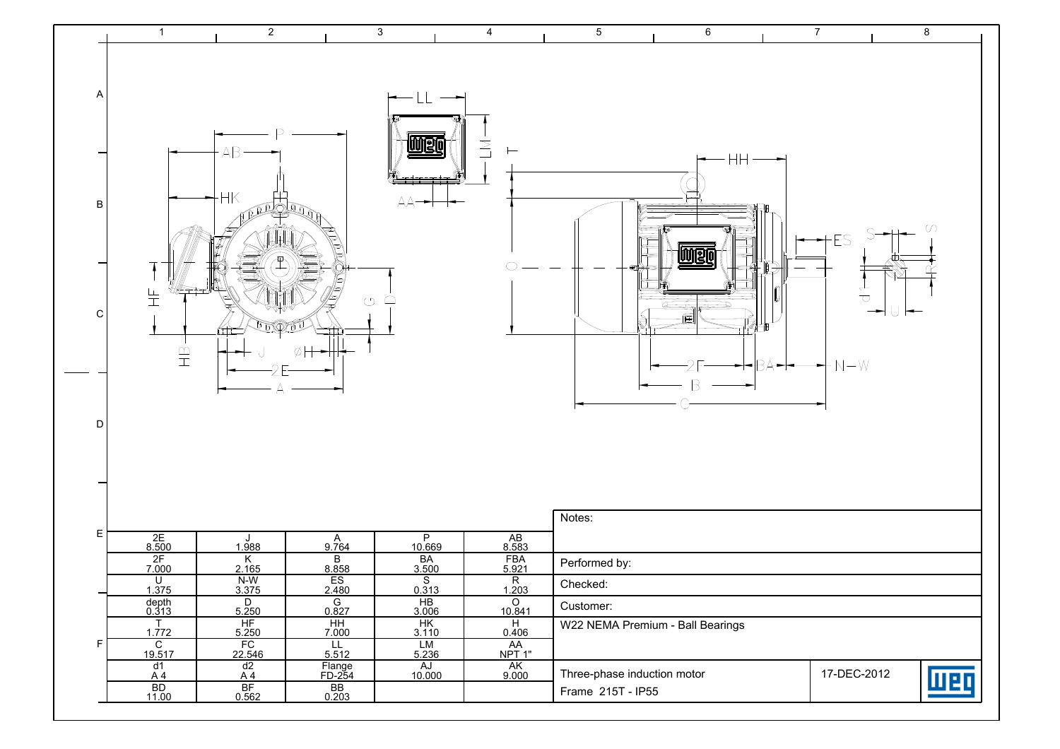| | | | | |
|---|---|---|---|---|
| 2E<br>8.500 | J<br>1.988 | A<br>9.764 | P<br>10.669 | AB<br>8.583 |
| 2F<br>7.000 | K<br>2.165 | B<br>8.858 | BA<br>3.500 | FBA<br>5.921 |
| U<br>1.375 | N-W<br>3.375 | ES<br>2.480 | S<br>0.313 | R<br>1.203 |
| depth<br>0.313 | D<br>5.250 | G<br>0.827 | HB<br>3.006 | O<br>10.841 |
| T<br>1.772 | HF<br>5.250 | HH<br>7.000 | HK<br>3.110 | H<br>0.406 |
| C<br>19.517 | FC<br>22.546 | LL<br>5.512 | LM<br>5.236 | AA<br>NPT 1" |
| d1<br>A 4 | d2<br>A 4 | Flange<br>FD-254 | AJ<br>10.000 | AK<br>9.000 |
| BD<br>11.00 | BF<br>0.562 | BB<br>0.203 | | |

Notes:

Performed by:

Checked:

Customer:

W22 NEMA Premium - Ball Bearings

Three-phase induction motor

Frame 215T - IP55

17-DEC-2012